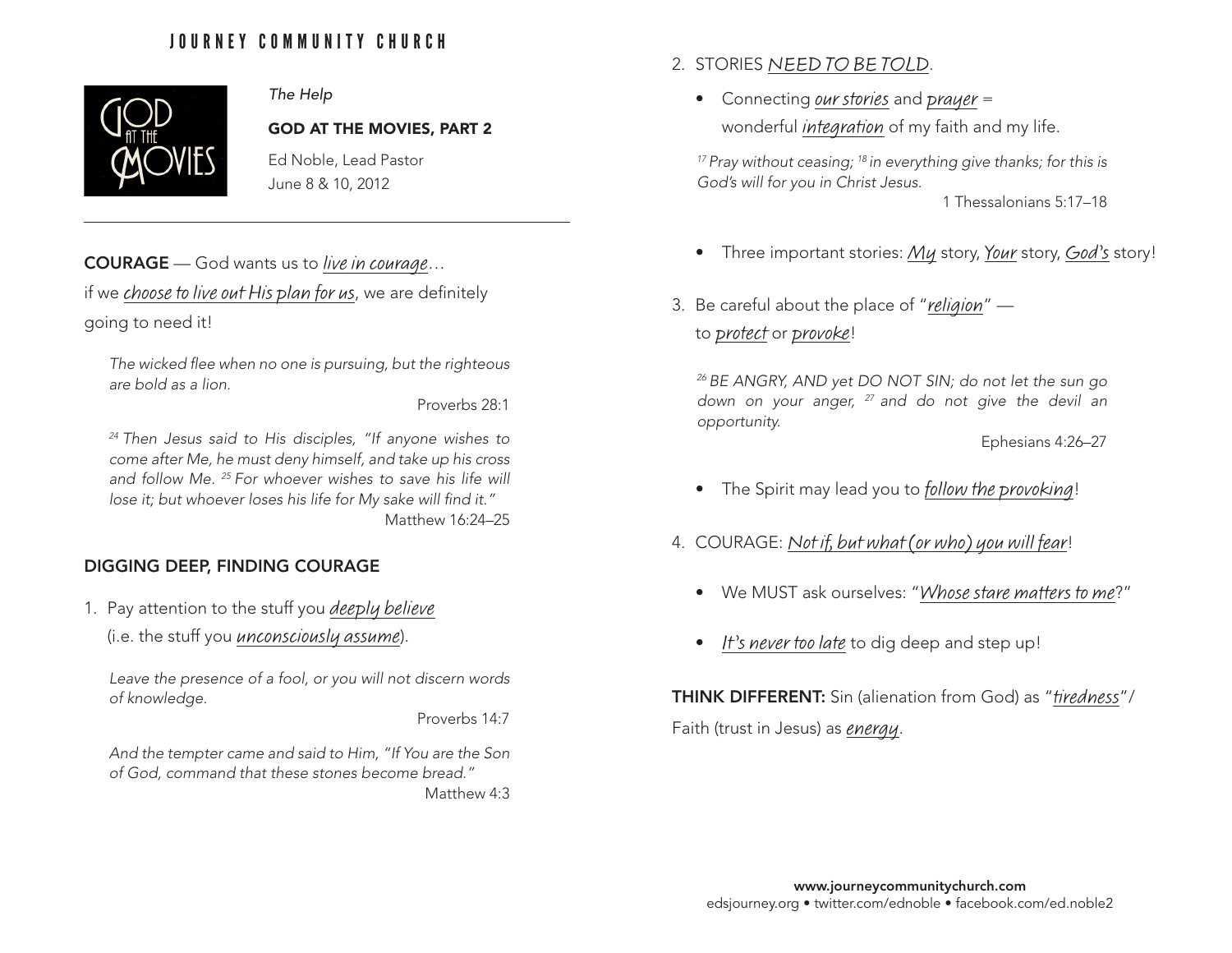JOURNEY COMMUNITY CHURCH

*The Help*

**GOD AT THE MOVIES, PART 2**

Ed Noble, Lead Pastor
June 8 & 10, 2012

---

**COURAGE** — God wants us to *live in courage*…
if we *choose to live out His plan for us*, we are definitely going to need it!

> *The wicked flee when no one is pursuing, but the righteous are bold as a lion.*
>
> Proverbs 28:1

> *[24] Then Jesus said to His disciples, "If anyone wishes to come after Me, he must deny himself, and take up his cross and follow Me. [25] For whoever wishes to save his life will lose it; but whoever loses his life for My sake will find it."*
>
> Matthew 16:24–25

## DIGGING DEEP, FINDING COURAGE

1. Pay attention to the stuff you *deeply believe* (i.e. the stuff you *unconsciously assume*).

> *Leave the presence of a fool, or you will not discern words of knowledge.*
>
> Proverbs 14:7

> *And the tempter came and said to Him, "If You are the Son of God, command that these stones become bread."*
>
> Matthew 4:3

2. STORIES *NEED TO BE TOLD*.
   - Connecting *our stories* and *prayer* = wonderful *integration* of my faith and my life.

> *[17] Pray without ceasing; [18] in everything give thanks; for this is God's will for you in Christ Jesus.*
>
> 1 Thessalonians 5:17–18

   - Three important stories: *My* story, *Your* story, *God's* story!

3. Be careful about the place of "*religion*" — to *protect* or *provoke*!

> *[26] BE ANGRY, AND yet DO NOT SIN; do not let the sun go down on your anger, [27] and do not give the devil an opportunity.*
>
> Ephesians 4:26–27

   - The Spirit may lead you to *follow the provoking*!

4. COURAGE: *Not if, but what (or who) you will fear*!
   - We MUST ask ourselves: "*Whose stare matters to me*?"
   - *It's never too late* to dig deep and step up!

**THINK DIFFERENT:** Sin (alienation from God) as "*tiredness*"/ Faith (trust in Jesus) as *energy*.

**www.journeycommunitychurch.com**
edsjourney.org • twitter.com/ednoble • facebook.com/ed.noble2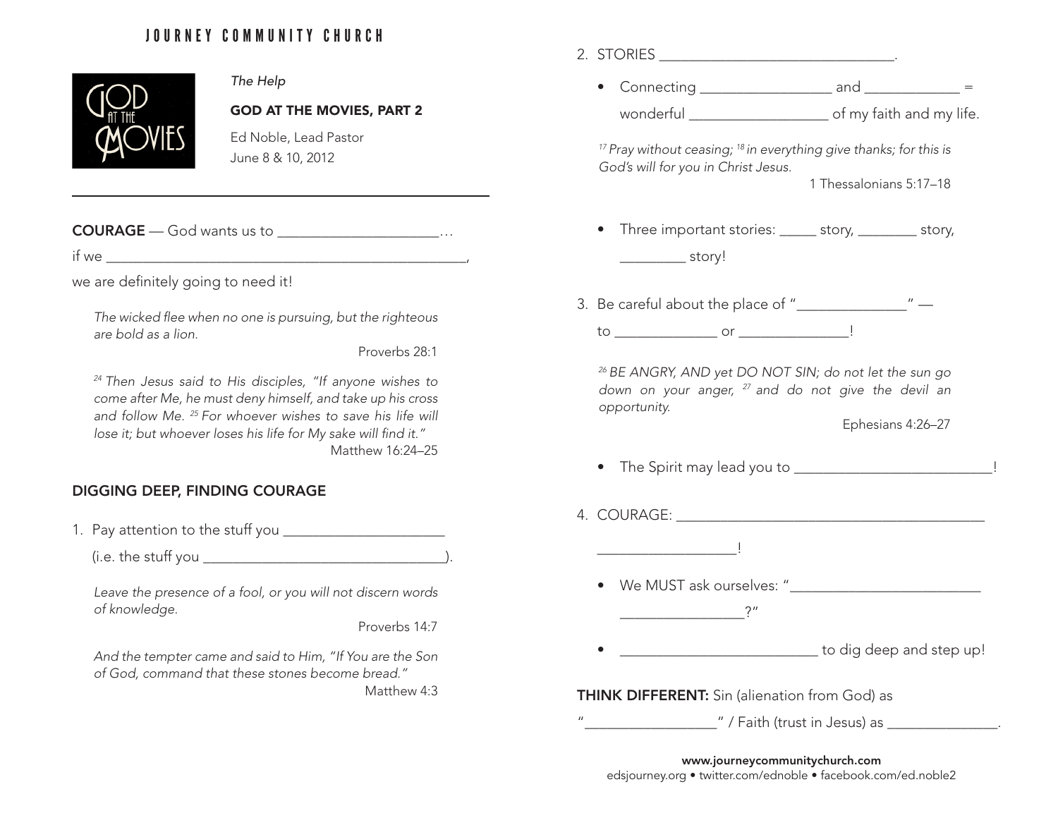JOURNEY COMMUNITY CHURCH

*The Help*

**GOD AT THE MOVIES, PART 2**

Ed Noble, Lead Pastor
June 8 & 10, 2012

---

**COURAGE** — God wants us to ______________________…

if we ______________________________________________,

we are definitely going to need it!

> *The wicked flee when no one is pursuing, but the righteous are bold as a lion.*
>
> Proverbs 28:1

> *[24] Then Jesus said to His disciples, "If anyone wishes to come after Me, he must deny himself, and take up his cross and follow Me. [25] For whoever wishes to save his life will lose it; but whoever loses his life for My sake will find it."*
>
> Matthew 16:24–25

## DIGGING DEEP, FINDING COURAGE

1. Pay attention to the stuff you ______________________

   (i.e. the stuff you _________________________________).

> *Leave the presence of a fool, or you will not discern words of knowledge.*
>
> Proverbs 14:7

> *And the tempter came and said to Him, "If You are the Son of God, command that these stones become bread."*
>
> Matthew 4:3

2. STORIES ________________________________.

   - Connecting _________________ and ____________ = wonderful __________________ of my faith and my life.

> *[17] Pray without ceasing; [18] in everything give thanks; for this is God's will for you in Christ Jesus.*
>
> 1 Thessalonians 5:17–18

   - Three important stories: _____ story, ________ story, _________ story!

3. Be careful about the place of "______________" — to _____________ or ______________!

> *[26] BE ANGRY, AND yet DO NOT SIN; do not let the sun go down on your anger, [27] and do not give the devil an opportunity.*
>
> Ephesians 4:26–27

   - The Spirit may lead you to ___________________________!

4. COURAGE: __________________________________________ __________________!

   - We MUST ask ourselves: "_________________________ ________________?"
   - ___________________________ to dig deep and step up!

**THINK DIFFERENT:** Sin (alienation from God) as "_________________" / Faith (trust in Jesus) as _______________.

**www.journeycommunitychurch.com**
edsjourney.org • twitter.com/ednoble • facebook.com/ed.noble2